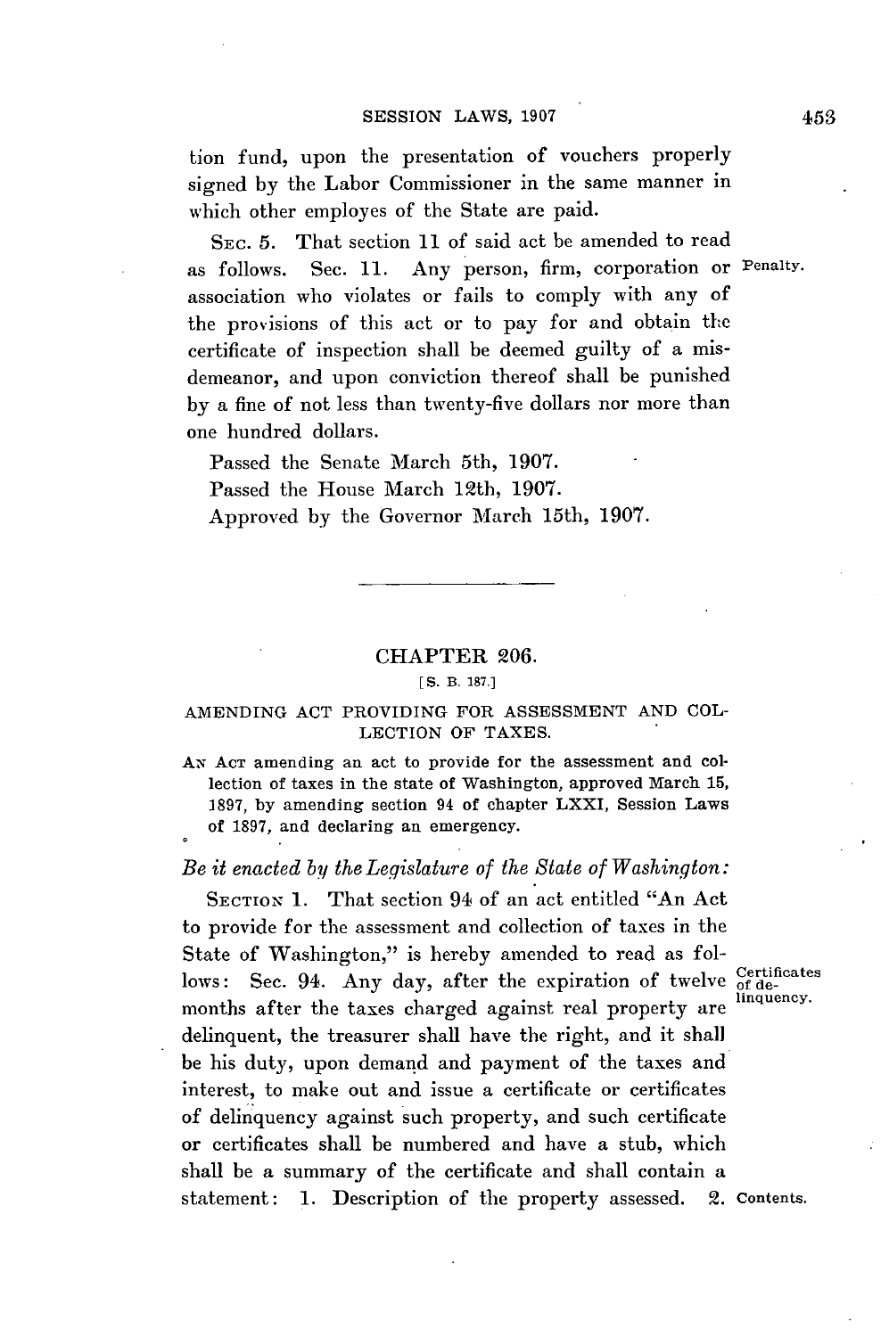tion fund, upon the presentation of vouchers properly signed by the Labor Commissioner in the same manner in which other employes of the State are paid.

SEC. 5. That section 11 of said act be amended to read as follows. Sec. 11. Any person, firm, corporation or association who violates or fails to comply with any of the provisions of this act or to pay for and obtain the certificate of inspection shall be deemed guilty of a misdemeanor, and upon conviction thereof shall be punished by a fine of not less than twenty-five dollars nor more than one hundred dollars.

Penalty.

Passed the Senate March 5th, 1907.
Passed the House March 12th, 1907.
Approved by the Governor March 15th, 1907.

---

## CHAPTER 206.

[S. B. 187.]

### AMENDING ACT PROVIDING FOR ASSESSMENT AND COLLECTION OF TAXES.

AN ACT amending an act to provide for the assessment and collection of taxes in the state of Washington, approved March 15, 1897, by amending section 94 of chapter LXXI, Session Laws of 1897, and declaring an emergency.

*Be it enacted by the Legislature of the State of Washington:*

SECTION 1. That section 94 of an act entitled "An Act to provide for the assessment and collection of taxes in the State of Washington," is hereby amended to read as follows: Sec. 94. Any day, after the expiration of twelve months after the taxes charged against real property are delinquent, the treasurer shall have the right, and it shall be his duty, upon demand and payment of the taxes and interest, to make out and issue a certificate or certificates of delinquency against such property, and such certificate or certificates shall be numbered and have a stub, which shall be a summary of the certificate and shall contain a statement: 1. Description of the property assessed. 2.

Certificates of delinquency.

Contents.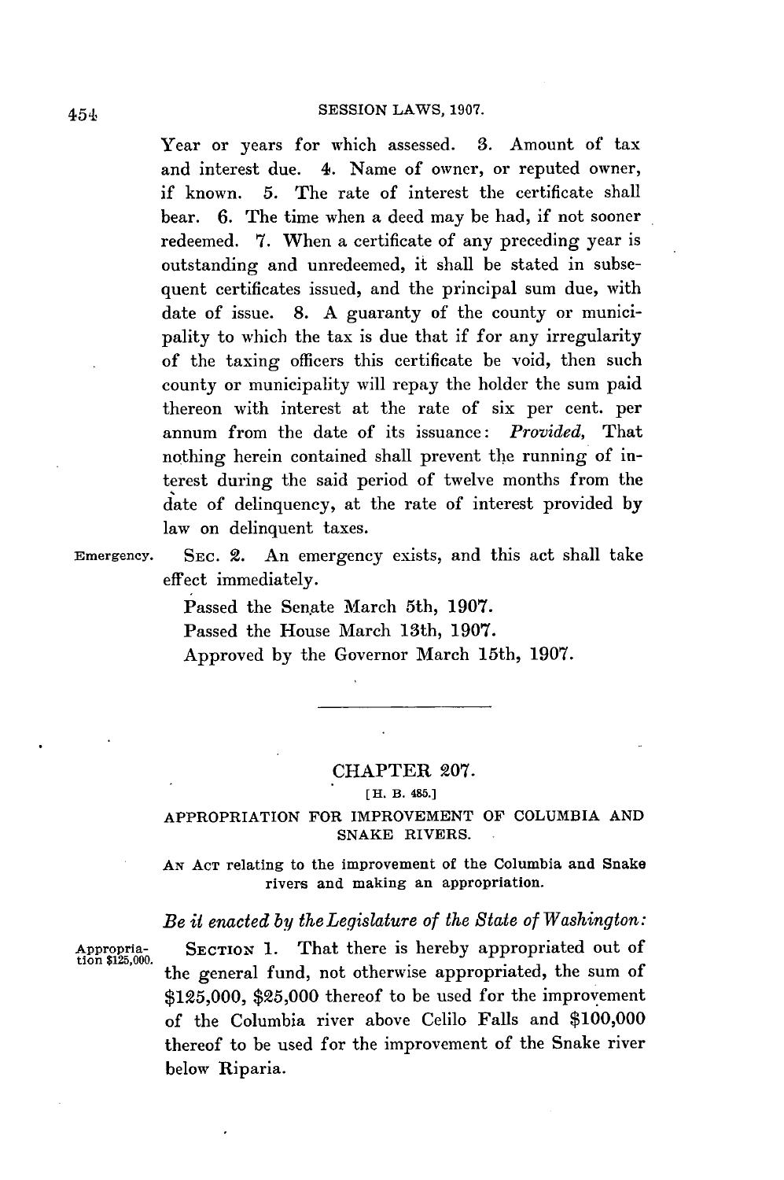Year or years for which assessed. 3. Amount of tax and interest due. 4. Name of owner, or reputed owner, if known. 5. The rate of interest the certificate shall bear. 6. The time when a deed may be had, if not sooner redeemed. 7. When a certificate of any preceding year is outstanding and unredeemed, it shall be stated in subsequent certificates issued, and the principal sum due, with date of issue. 8. A guaranty of the county or municipality to which the tax is due that if for any irregularity of the taxing officers this certificate be void, then such county or municipality will repay the holder the sum paid thereon with interest at the rate of six per cent. per annum from the date of its issuance: *Provided,* That nothing herein contained shall prevent the running of interest during the said period of twelve months from the date of delinquency, at the rate of interest provided by law on delinquent taxes.

Emergency. SEC. 2. An emergency exists, and this act shall take effect immediately.

Passed the Senate March 5th, 1907.

Passed the House March 13th, 1907.

Approved by the Governor March 15th, 1907.

---

## CHAPTER 207.

[H. B. 485.]

### APPROPRIATION FOR IMPROVEMENT OF COLUMBIA AND SNAKE RIVERS.

AN ACT relating to the improvement of the Columbia and Snake rivers and making an appropriation.

*Be it enacted by the Legislature of the State of Washington:*

Appropriation $125,000. SECTION 1. That there is hereby appropriated out of the general fund, not otherwise appropriated, the sum of $125,000, $25,000 thereof to be used for the improvement of the Columbia river above Celilo Falls and $100,000 thereof to be used for the improvement of the Snake river below Riparia.